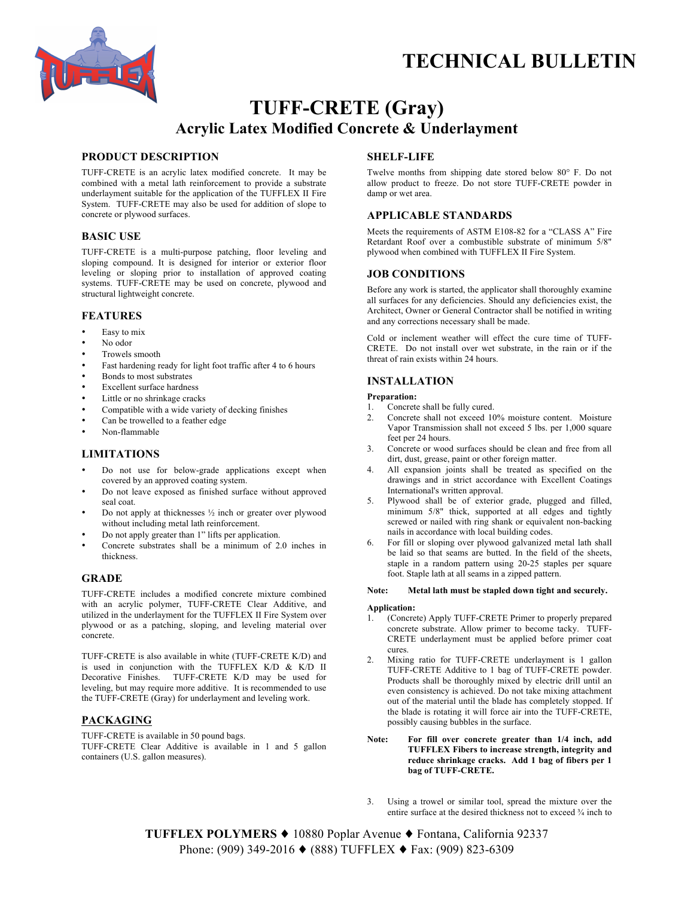# TECHNICAL BULLETIN

# TUFF-CRETE (Gray)

## Acrylic Latex Modified Concrete & Underlayment

### PRODUCT DESCRIPTION

TUFF-CRETE is an acrylic latex modified concrete. It may be combined with a metal lath reinforcement to provide a substrate underlayment suitable for the application of the TUFFLEX II Fire System. TUFF-CRETE may also be used for addition of slope to concrete or plywood surfaces.

### BASIC USE

TUFF-CRETE is a multi-purpose patching, floor leveling and sloping compound. It is designed for interior or exterior floor leveling or sloping prior to installation of approved coating systems. TUFF-CRETE may be used on concrete, plywood and structural lightweight concrete.

### FEATURES

- Easy to mix
- No odor
- Trowels smooth
- Fast hardening ready for light foot traffic after 4 to 6 hours
- Bonds to most substrates
- Excellent surface hardness
- Little or no shrinkage cracks
- Compatible with a wide variety of decking finishes
- Can be trowelled to a feather edge
- Non-flammable

### LIMITATIONS

- Do not use for below-grade applications except when covered by an approved coating system.
- Do not leave exposed as finished surface without approved seal coat.
- Do not apply at thicknesses ½ inch or greater over plywood without including metal lath reinforcement.
- Do not apply greater than 1" lifts per application.
- Concrete substrates shall be a minimum of 2.0 inches in thickness.

### GRADE

TUFF-CRETE includes a modified concrete mixture combined with an acrylic polymer, TUFF-CRETE Clear Additive, and utilized in the underlayment for the TUFFLEX II Fire System over plywood or as a patching, sloping, and leveling material over concrete.

TUFF-CRETE is also available in white (TUFF-CRETE K/D) and is used in conjunction with the TUFFLEX K/D & K/D II Decorative Finishes. TUFF-CRETE K/D may be used for leveling, but may require more additive. It is recommended to use the TUFF-CRETE (Gray) for underlayment and leveling work.

### PACKAGING

TUFF-CRETE is available in 50 pound bags.
TUFF-CRETE Clear Additive is available in 1 and 5 gallon containers (U.S. gallon measures).

### SHELF-LIFE

Twelve months from shipping date stored below 80° F. Do not allow product to freeze. Do not store TUFF-CRETE powder in damp or wet area.

### APPLICABLE STANDARDS

Meets the requirements of ASTM E108-82 for a "CLASS A" Fire Retardant Roof over a combustible substrate of minimum 5/8" plywood when combined with TUFFLEX II Fire System.

### JOB CONDITIONS

Before any work is started, the applicator shall thoroughly examine all surfaces for any deficiencies. Should any deficiencies exist, the Architect, Owner or General Contractor shall be notified in writing and any corrections necessary shall be made.

Cold or inclement weather will effect the cure time of TUFF-CRETE. Do not install over wet substrate, in the rain or if the threat of rain exists within 24 hours.

### INSTALLATION

**Preparation:**

1. Concrete shall be fully cured.
2. Concrete shall not exceed 10% moisture content. Moisture Vapor Transmission shall not exceed 5 lbs. per 1,000 square feet per 24 hours.
3. Concrete or wood surfaces should be clean and free from all dirt, dust, grease, paint or other foreign matter.
4. All expansion joints shall be treated as specified on the drawings and in strict accordance with Excellent Coatings International's written approval.
5. Plywood shall be of exterior grade, plugged and filled, minimum 5/8" thick, supported at all edges and tightly screwed or nailed with ring shank or equivalent non-backing nails in accordance with local building codes.
6. For fill or sloping over plywood galvanized metal lath shall be laid so that seams are butted. In the field of the sheets, staple in a random pattern using 20-25 staples per square foot. Staple lath at all seams in a zipped pattern.

**Note: Metal lath must be stapled down tight and securely.**

**Application:**

1. (Concrete) Apply TUFF-CRETE Primer to properly prepared concrete substrate. Allow primer to become tacky. TUFF-CRETE underlayment must be applied before primer coat cures.
2. Mixing ratio for TUFF-CRETE underlayment is 1 gallon TUFF-CRETE Additive to 1 bag of TUFF-CRETE powder. Products shall be thoroughly mixed by electric drill until an even consistency is achieved. Do not take mixing attachment out of the material until the blade has completely stopped. If the blade is rotating it will force air into the TUFF-CRETE, possibly causing bubbles in the surface.

**Note: For fill over concrete greater than 1/4 inch, add TUFFLEX Fibers to increase strength, integrity and reduce shrinkage cracks. Add 1 bag of fibers per 1 bag of TUFF-CRETE.**

3. Using a trowel or similar tool, spread the mixture over the entire surface at the desired thickness not to exceed ¾ inch to

TUFFLEX POLYMERS ♦ 10880 Poplar Avenue ♦ Fontana, California 92337
Phone: (909) 349-2016 ♦ (888) TUFFLEX ♦ Fax: (909) 823-6309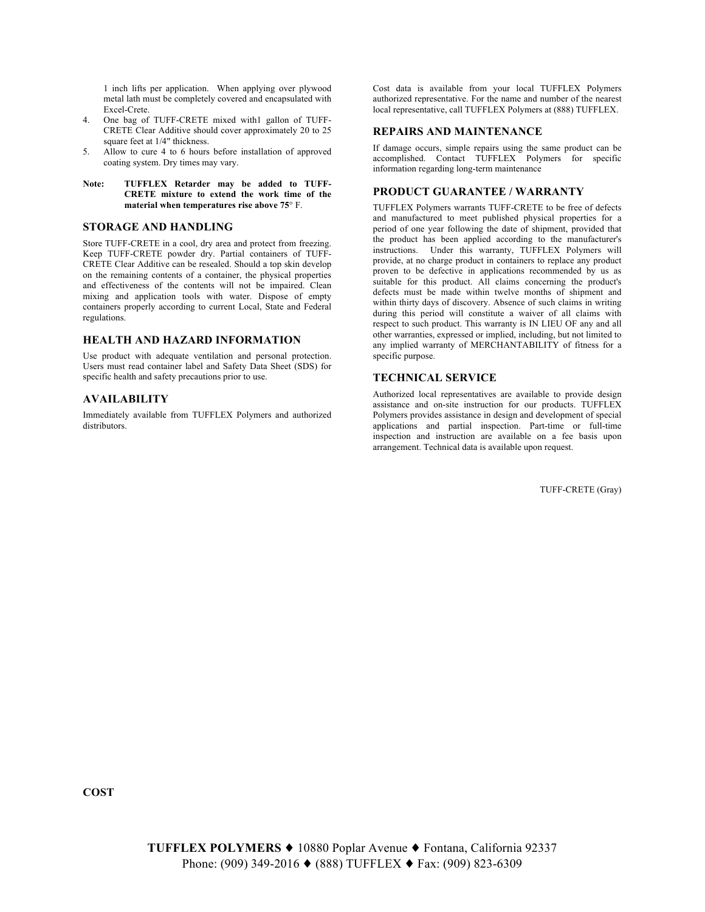1 inch lifts per application. When applying over plywood metal lath must be completely covered and encapsulated with Excel-Crete.

4. One bag of TUFF-CRETE mixed with1 gallon of TUFF-CRETE Clear Additive should cover approximately 20 to 25 square feet at 1/4" thickness.
5. Allow to cure 4 to 6 hours before installation of approved coating system. Dry times may vary.

**Note: TUFFLEX Retarder may be added to TUFF-CRETE mixture to extend the work time of the material when temperatures rise above 75**° F.

## STORAGE AND HANDLING

Store TUFF-CRETE in a cool, dry area and protect from freezing. Keep TUFF-CRETE powder dry. Partial containers of TUFF-CRETE Clear Additive can be resealed. Should a top skin develop on the remaining contents of a container, the physical properties and effectiveness of the contents will not be impaired. Clean mixing and application tools with water. Dispose of empty containers properly according to current Local, State and Federal regulations.

## HEALTH AND HAZARD INFORMATION

Use product with adequate ventilation and personal protection. Users must read container label and Safety Data Sheet (SDS) for specific health and safety precautions prior to use.

## AVAILABILITY

Immediately available from TUFFLEX Polymers and authorized distributors.

## COST

Cost data is available from your local TUFFLEX Polymers authorized representative. For the name and number of the nearest local representative, call TUFFLEX Polymers at (888) TUFFLEX.

## REPAIRS AND MAINTENANCE

If damage occurs, simple repairs using the same product can be accomplished. Contact TUFFLEX Polymers for specific information regarding long-term maintenance

## PRODUCT GUARANTEE / WARRANTY

TUFFLEX Polymers warrants TUFF-CRETE to be free of defects and manufactured to meet published physical properties for a period of one year following the date of shipment, provided that the product has been applied according to the manufacturer's instructions. Under this warranty, TUFFLEX Polymers will provide, at no charge product in containers to replace any product proven to be defective in applications recommended by us as suitable for this product. All claims concerning the product's defects must be made within twelve months of shipment and within thirty days of discovery. Absence of such claims in writing during this period will constitute a waiver of all claims with respect to such product. This warranty is IN LIEU OF any and all other warranties, expressed or implied, including, but not limited to any implied warranty of MERCHANTABILITY of fitness for a specific purpose.

## TECHNICAL SERVICE

Authorized local representatives are available to provide design assistance and on-site instruction for our products. TUFFLEX Polymers provides assistance in design and development of special applications and partial inspection. Part-time or full-time inspection and instruction are available on a fee basis upon arrangement. Technical data is available upon request.

TUFF-CRETE (Gray)

**TUFFLEX POLYMERS** ♦ 10880 Poplar Avenue ♦ Fontana, California 92337
Phone: (909) 349-2016 ♦ (888) TUFFLEX ♦ Fax: (909) 823-6309